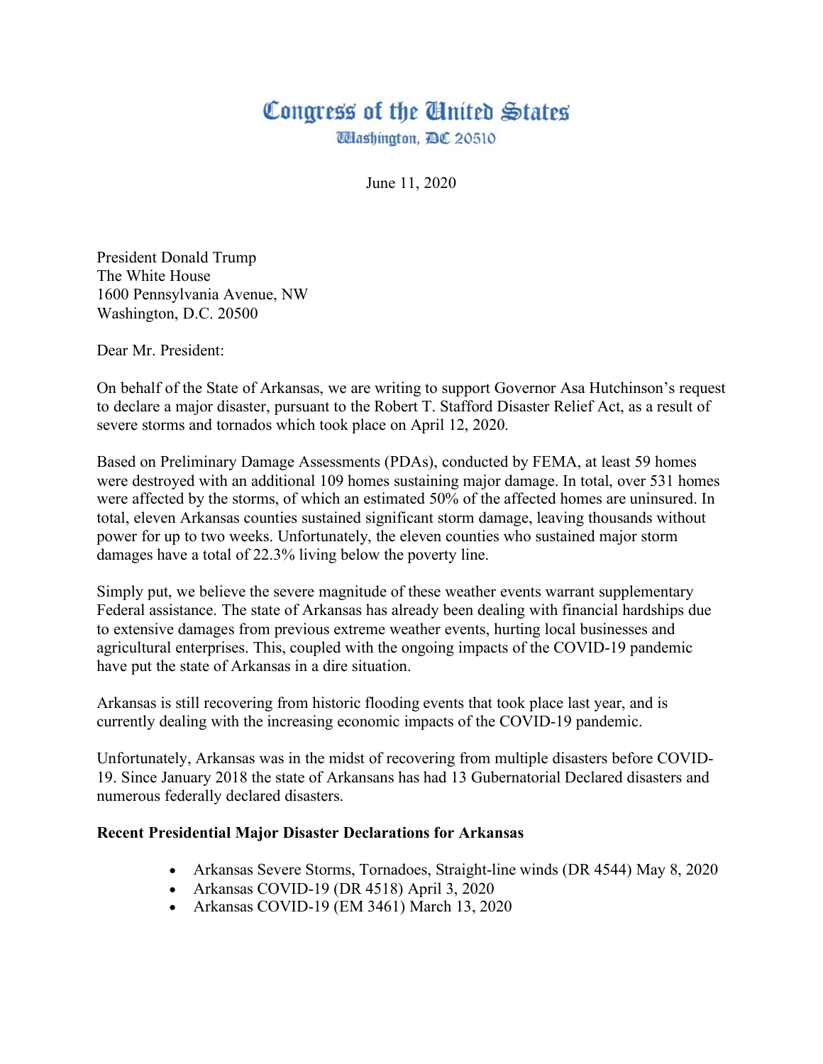# Congress of the United States

Washington, DC 20510

June 11, 2020

President Donald Trump
The White House
1600 Pennsylvania Avenue, NW
Washington, D.C. 20500

Dear Mr. President:

On behalf of the State of Arkansas, we are writing to support Governor Asa Hutchinson's request to declare a major disaster, pursuant to the Robert T. Stafford Disaster Relief Act, as a result of severe storms and tornados which took place on April 12, 2020.

Based on Preliminary Damage Assessments (PDAs), conducted by FEMA, at least 59 homes were destroyed with an additional 109 homes sustaining major damage. In total, over 531 homes were affected by the storms, of which an estimated 50% of the affected homes are uninsured. In total, eleven Arkansas counties sustained significant storm damage, leaving thousands without power for up to two weeks. Unfortunately, the eleven counties who sustained major storm damages have a total of 22.3% living below the poverty line.

Simply put, we believe the severe magnitude of these weather events warrant supplementary Federal assistance. The state of Arkansas has already been dealing with financial hardships due to extensive damages from previous extreme weather events, hurting local businesses and agricultural enterprises. This, coupled with the ongoing impacts of the COVID-19 pandemic have put the state of Arkansas in a dire situation.

Arkansas is still recovering from historic flooding events that took place last year, and is currently dealing with the increasing economic impacts of the COVID-19 pandemic.

Unfortunately, Arkansas was in the midst of recovering from multiple disasters before COVID-19. Since January 2018 the state of Arkansans has had 13 Gubernatorial Declared disasters and numerous federally declared disasters.

**Recent Presidential Major Disaster Declarations for Arkansas**

- Arkansas Severe Storms, Tornadoes, Straight-line winds (DR 4544) May 8, 2020
- Arkansas COVID-19 (DR 4518) April 3, 2020
- Arkansas COVID-19 (EM 3461) March 13, 2020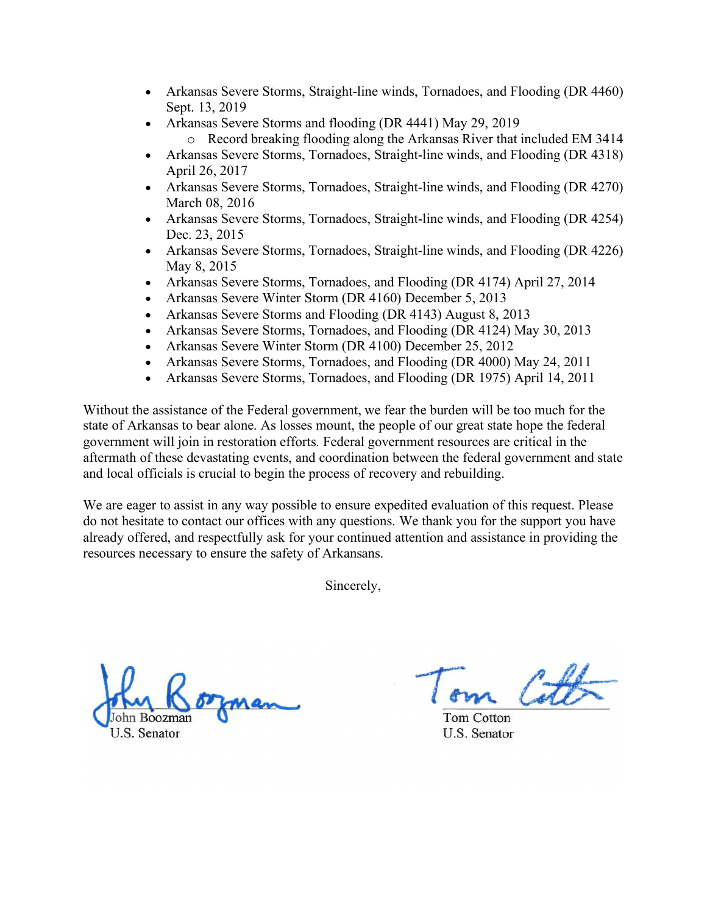- Arkansas Severe Storms, Straight-line winds, Tornadoes, and Flooding (DR 4460) Sept. 13, 2019
- Arkansas Severe Storms and flooding (DR 4441) May 29, 2019
  - Record breaking flooding along the Arkansas River that included EM 3414
- Arkansas Severe Storms, Tornadoes, Straight-line winds, and Flooding (DR 4318) April 26, 2017
- Arkansas Severe Storms, Tornadoes, Straight-line winds, and Flooding (DR 4270) March 08, 2016
- Arkansas Severe Storms, Tornadoes, Straight-line winds, and Flooding (DR 4254) Dec. 23, 2015
- Arkansas Severe Storms, Tornadoes, Straight-line winds, and Flooding (DR 4226) May 8, 2015
- Arkansas Severe Storms, Tornadoes, and Flooding (DR 4174) April 27, 2014
- Arkansas Severe Winter Storm (DR 4160) December 5, 2013
- Arkansas Severe Storms and Flooding (DR 4143) August 8, 2013
- Arkansas Severe Storms, Tornadoes, and Flooding (DR 4124) May 30, 2013
- Arkansas Severe Winter Storm (DR 4100) December 25, 2012
- Arkansas Severe Storms, Tornadoes, and Flooding (DR 4000) May 24, 2011
- Arkansas Severe Storms, Tornadoes, and Flooding (DR 1975) April 14, 2011

Without the assistance of the Federal government, we fear the burden will be too much for the state of Arkansas to bear alone. As losses mount, the people of our great state hope the federal government will join in restoration efforts. Federal government resources are critical in the aftermath of these devastating events, and coordination between the federal government and state and local officials is crucial to begin the process of recovery and rebuilding.

We are eager to assist in any way possible to ensure expedited evaluation of this request. Please do not hesitate to contact our offices with any questions. We thank you for the support you have already offered, and respectfully ask for your continued attention and assistance in providing the resources necessary to ensure the safety of Arkansans.

Sincerely,

John Boozman
U.S. Senator

Tom Cotton
U.S. Senator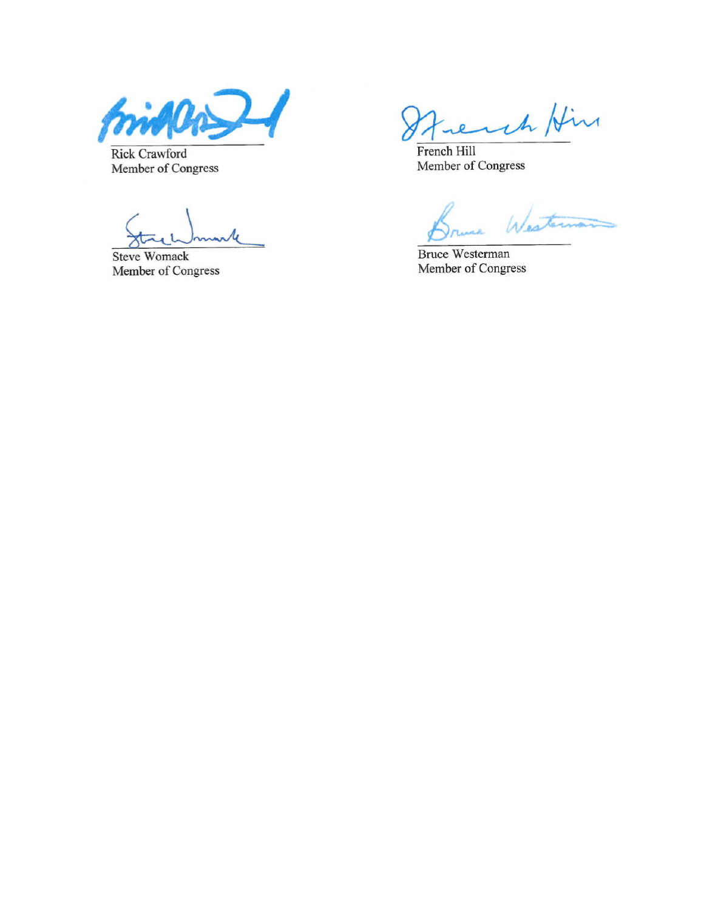Rick Crawford
Member of Congress

French Hill
Member of Congress

Steve Womack
Member of Congress

Bruce Westerman
Member of Congress